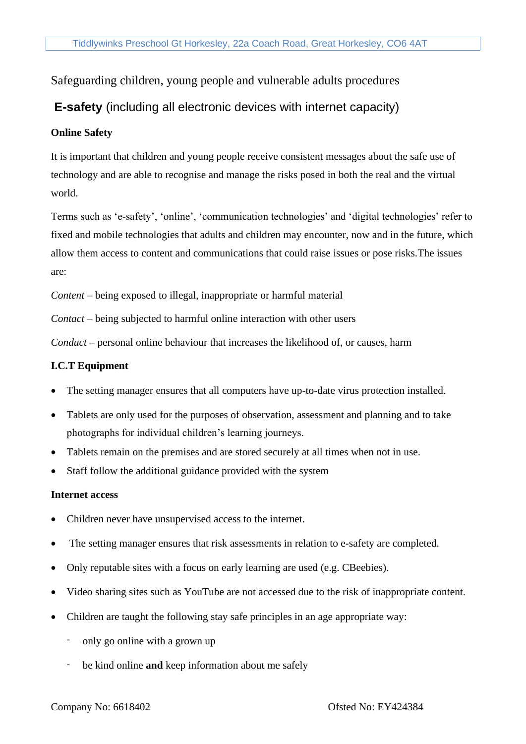Safeguarding children, young people and vulnerable adults procedures

# **E-safety** (including all electronic devices with internet capacity)

**Online Safety**

It is important that children and young people receive consistent messages about the safe use of technology and are able to recognise and manage the risks posed in both the real and the virtual world.

Terms such as 'e-safety', 'online', 'communication technologies' and 'digital technologies' refer to fixed and mobile technologies that adults and children may encounter, now and in the future, which allow them access to content and communications that could raise issues or pose risks.The issues are:

*Content* – being exposed to illegal, inappropriate or harmful material

*Contact* – being subjected to harmful online interaction with other users

*Conduct* – personal online behaviour that increases the likelihood of, or causes, harm

**I.C.T Equipment**

- The setting manager ensures that all computers have up-to-date virus protection installed.
- Tablets are only used for the purposes of observation, assessment and planning and to take photographs for individual children's learning journeys.
- Tablets remain on the premises and are stored securely at all times when not in use.
- Staff follow the additional guidance provided with the system

**Internet access**

- Children never have unsupervised access to the internet.
- The setting manager ensures that risk assessments in relation to e-safety are completed.
- Only reputable sites with a focus on early learning are used (e.g. CBeebies).
- Video sharing sites such as YouTube are not accessed due to the risk of inappropriate content.
- Children are taught the following stay safe principles in an age appropriate way:
  - only go online with a grown up
  - be kind online **and** keep information about me safely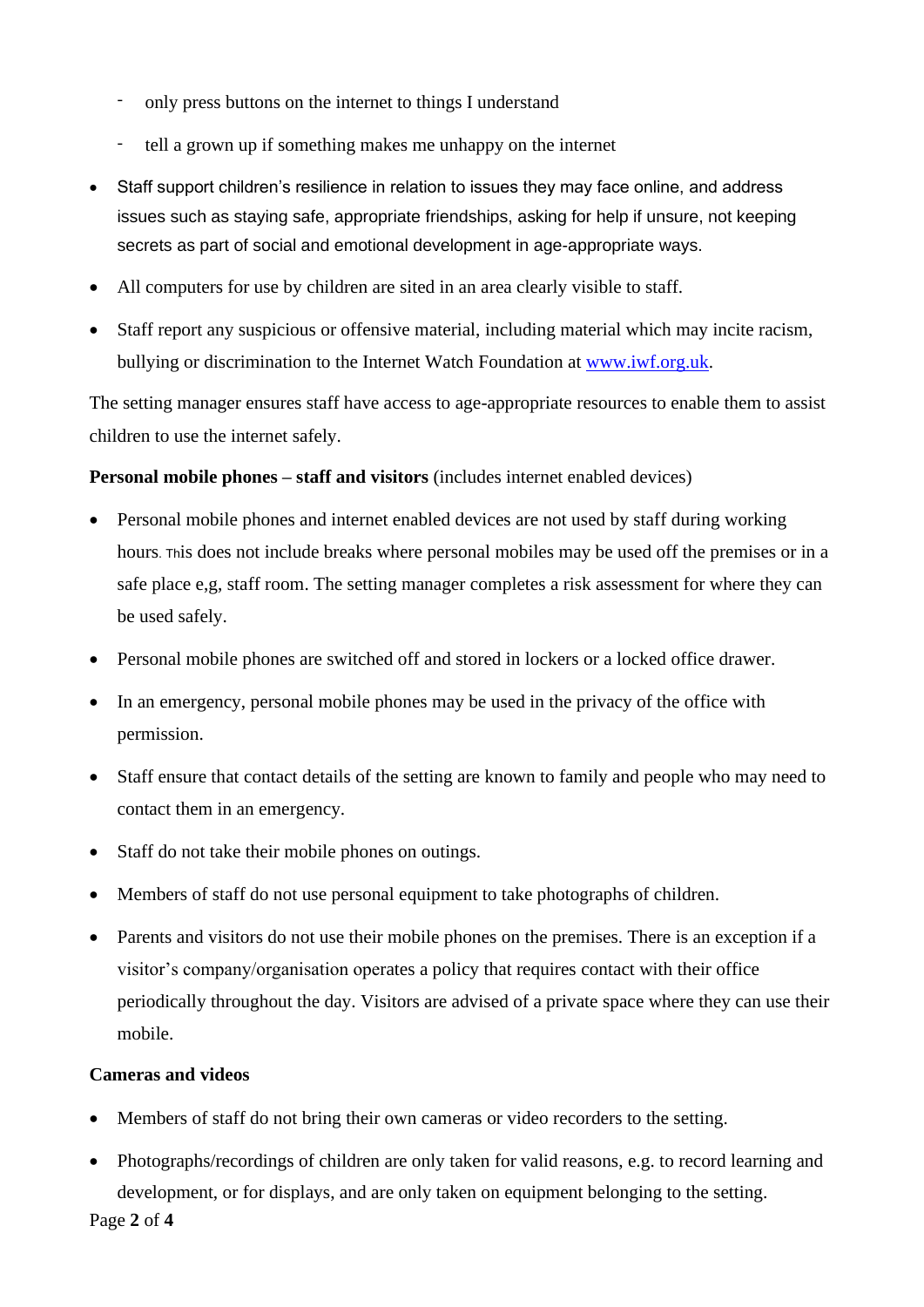- only press buttons on the internet to things I understand
  - tell a grown up if something makes me unhappy on the internet

- Staff support children's resilience in relation to issues they may face online, and address issues such as staying safe, appropriate friendships, asking for help if unsure, not keeping secrets as part of social and emotional development in age-appropriate ways.
- All computers for use by children are sited in an area clearly visible to staff.
- Staff report any suspicious or offensive material, including material which may incite racism, bullying or discrimination to the Internet Watch Foundation at [www.iwf.org.uk](http://www.iwf.org.uk).

The setting manager ensures staff have access to age-appropriate resources to enable them to assist children to use the internet safely.

**Personal mobile phones – staff and visitors** (includes internet enabled devices)

- Personal mobile phones and internet enabled devices are not used by staff during working hours. This does not include breaks where personal mobiles may be used off the premises or in a safe place e,g, staff room. The setting manager completes a risk assessment for where they can be used safely.
- Personal mobile phones are switched off and stored in lockers or a locked office drawer.
- In an emergency, personal mobile phones may be used in the privacy of the office with permission.
- Staff ensure that contact details of the setting are known to family and people who may need to contact them in an emergency.
- Staff do not take their mobile phones on outings.
- Members of staff do not use personal equipment to take photographs of children.
- Parents and visitors do not use their mobile phones on the premises. There is an exception if a visitor's company/organisation operates a policy that requires contact with their office periodically throughout the day. Visitors are advised of a private space where they can use their mobile.

**Cameras and videos**

- Members of staff do not bring their own cameras or video recorders to the setting.
- Photographs/recordings of children are only taken for valid reasons, e.g. to record learning and development, or for displays, and are only taken on equipment belonging to the setting.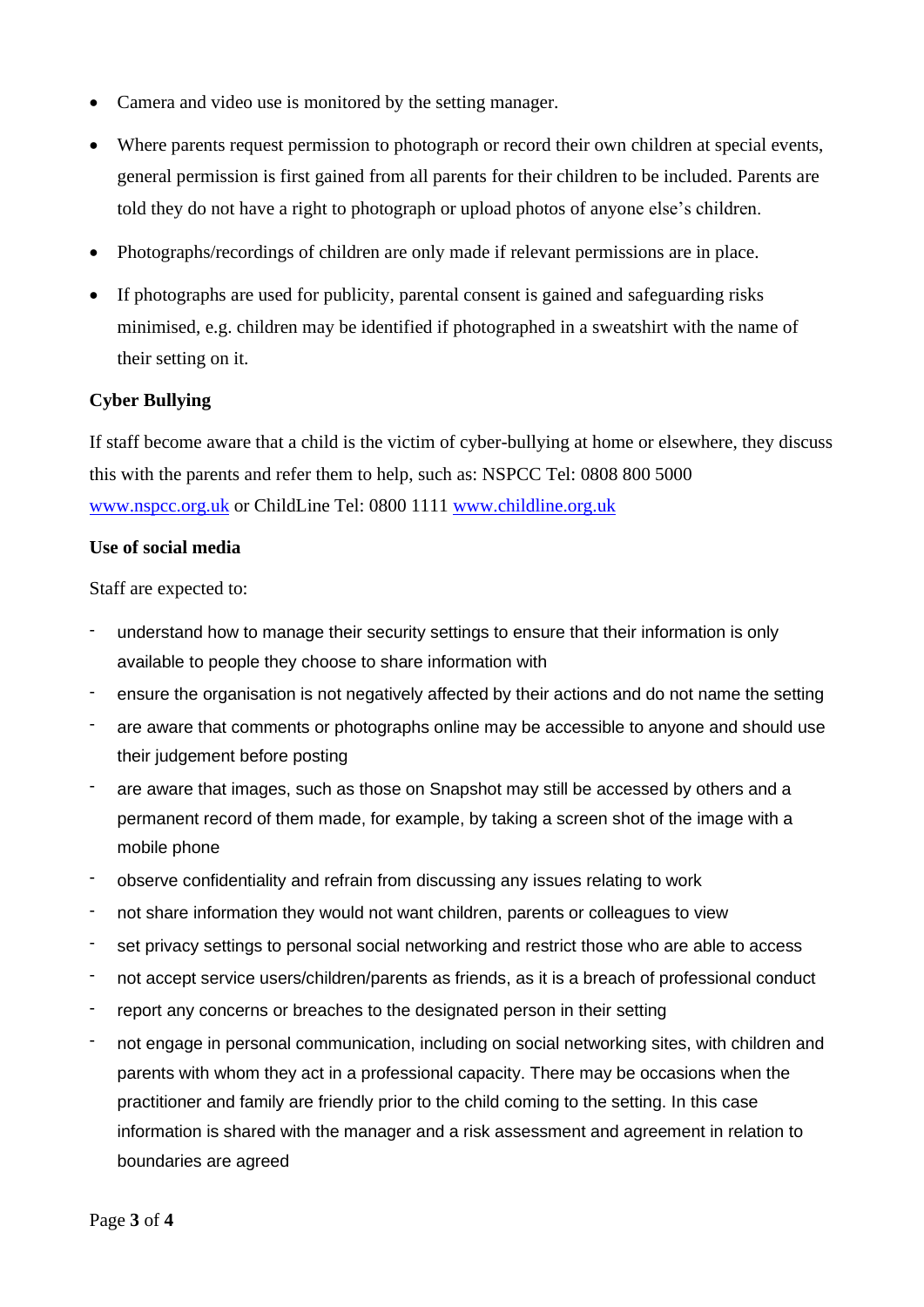- Camera and video use is monitored by the setting manager.
- Where parents request permission to photograph or record their own children at special events, general permission is first gained from all parents for their children to be included. Parents are told they do not have a right to photograph or upload photos of anyone else's children.
- Photographs/recordings of children are only made if relevant permissions are in place.
- If photographs are used for publicity, parental consent is gained and safeguarding risks minimised, e.g. children may be identified if photographed in a sweatshirt with the name of their setting on it.

**Cyber Bullying**

If staff become aware that a child is the victim of cyber-bullying at home or elsewhere, they discuss this with the parents and refer them to help, such as: NSPCC Tel: 0808 800 5000 [www.nspcc.org.uk](http://www.nspcc.org.uk) or ChildLine Tel: 0800 1111 [www.childline.org.uk](http://www.childline.org.uk)

**Use of social media**

Staff are expected to:

- understand how to manage their security settings to ensure that their information is only available to people they choose to share information with
- ensure the organisation is not negatively affected by their actions and do not name the setting
- are aware that comments or photographs online may be accessible to anyone and should use their judgement before posting
- are aware that images, such as those on Snapshot may still be accessed by others and a permanent record of them made, for example, by taking a screen shot of the image with a mobile phone
- observe confidentiality and refrain from discussing any issues relating to work
- not share information they would not want children, parents or colleagues to view
- set privacy settings to personal social networking and restrict those who are able to access
- not accept service users/children/parents as friends, as it is a breach of professional conduct
- report any concerns or breaches to the designated person in their setting
- not engage in personal communication, including on social networking sites, with children and parents with whom they act in a professional capacity. There may be occasions when the practitioner and family are friendly prior to the child coming to the setting. In this case information is shared with the manager and a risk assessment and agreement in relation to boundaries are agreed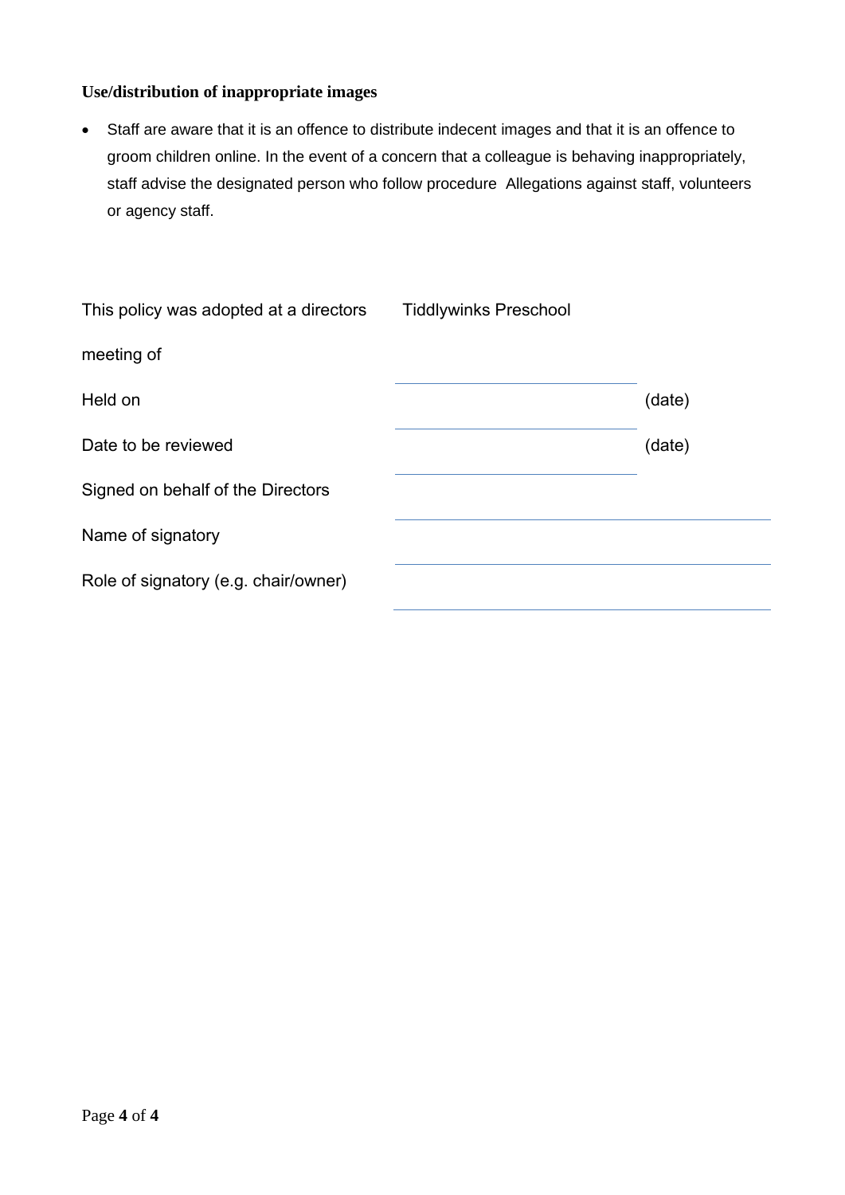**Use/distribution of inappropriate images**

- Staff are aware that it is an offence to distribute indecent images and that it is an offence to groom children online. In the event of a concern that a colleague is behaving inappropriately, staff advise the designated person who follow procedure Allegations against staff, volunteers or agency staff.

| | | |
|---|---|---|
| This policy was adopted at a directors meeting of | Tiddlywinks Preschool | |
| Held on | | (date) |
| Date to be reviewed | | (date) |
| Signed on behalf of the Directors | | |
| Name of signatory | | |
| Role of signatory (e.g. chair/owner) | | |